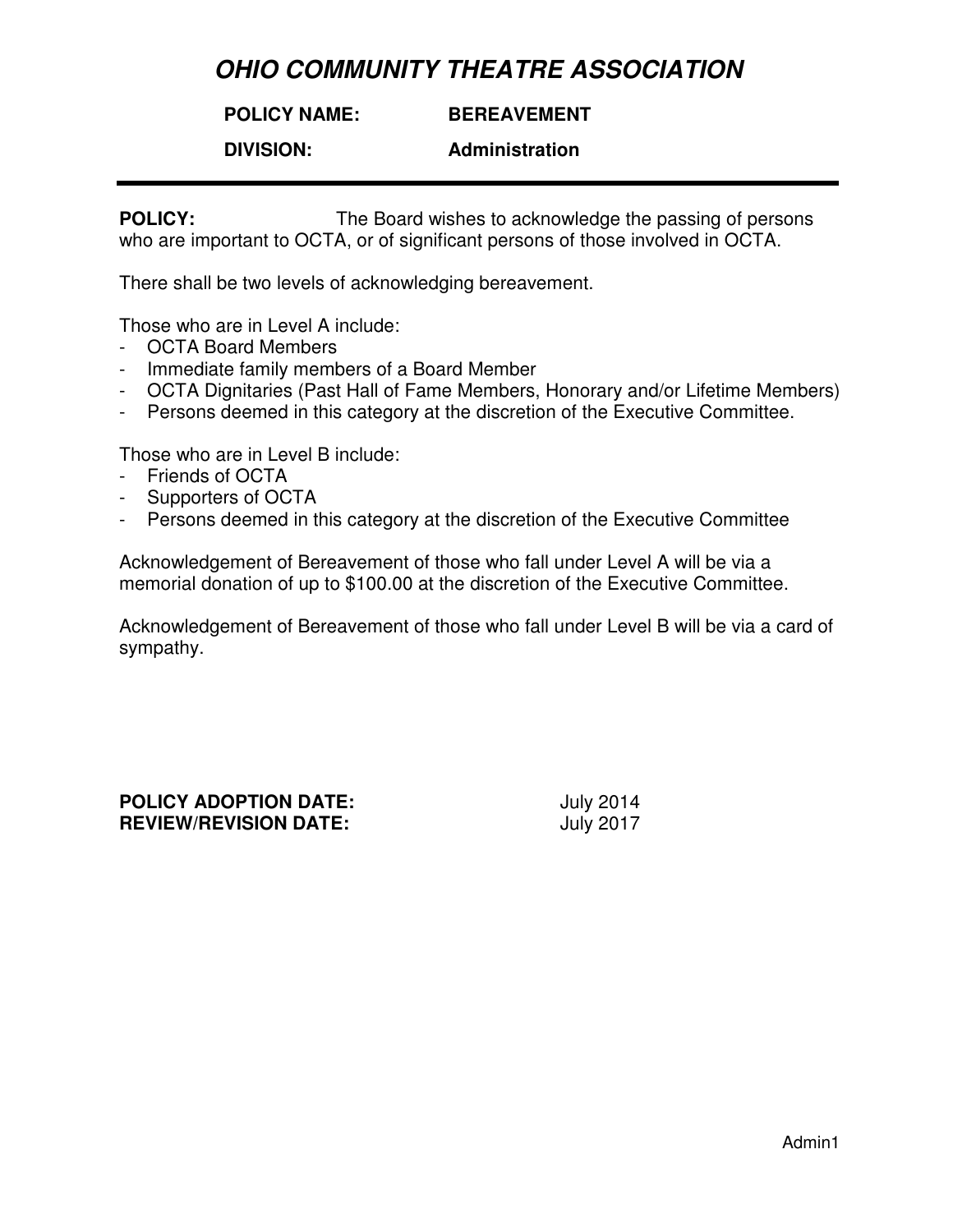# *OHIO COMMUNITY THEATRE ASSOCIATION*

**POLICY NAME:** **BEREAVEMENT**

**DIVISION:** **Administration**

---

**POLICY:** The Board wishes to acknowledge the passing of persons who are important to OCTA, or of significant persons of those involved in OCTA.

There shall be two levels of acknowledging bereavement.

Those who are in Level A include:
- OCTA Board Members
- Immediate family members of a Board Member
- OCTA Dignitaries (Past Hall of Fame Members, Honorary and/or Lifetime Members)
- Persons deemed in this category at the discretion of the Executive Committee.

Those who are in Level B include:
- Friends of OCTA
- Supporters of OCTA
- Persons deemed in this category at the discretion of the Executive Committee

Acknowledgement of Bereavement of those who fall under Level A will be via a memorial donation of up to $100.00 at the discretion of the Executive Committee.

Acknowledgement of Bereavement of those who fall under Level B will be via a card of sympathy.

**POLICY ADOPTION DATE:** July 2014
**REVIEW/REVISION DATE:** July 2017

Admin1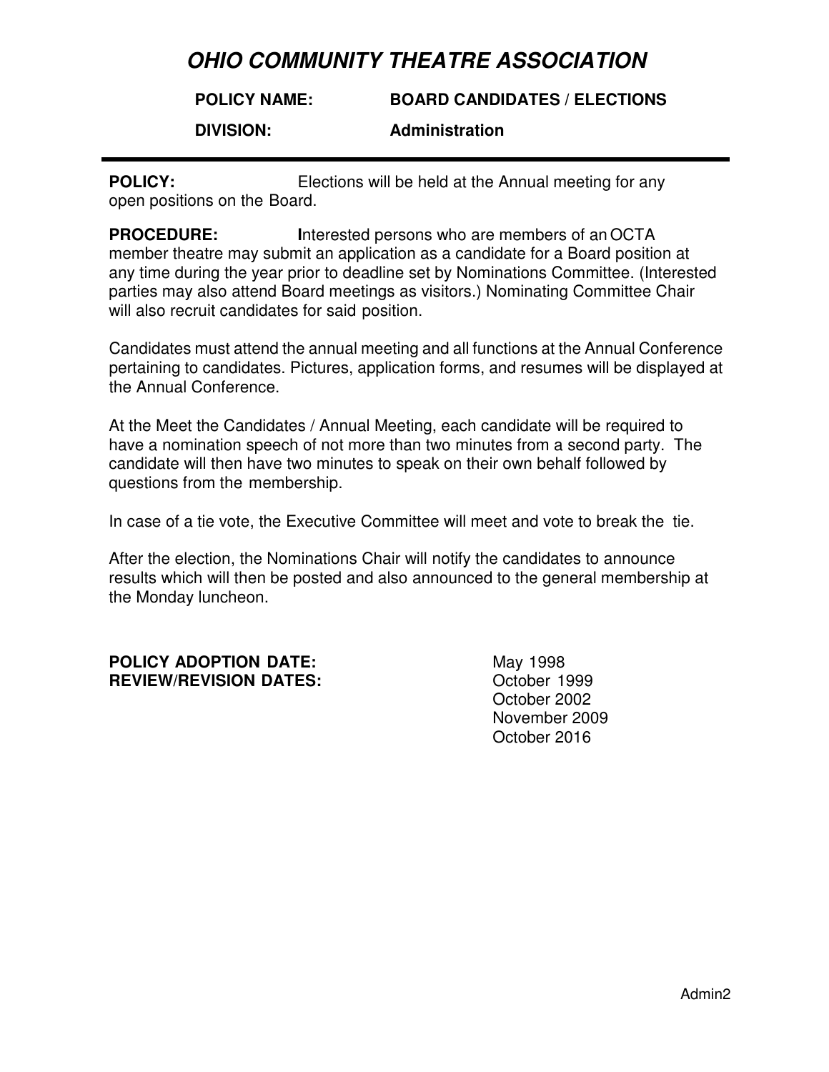# *OHIO COMMUNITY THEATRE ASSOCIATION*

**POLICY NAME:** **BOARD CANDIDATES / ELECTIONS**

**DIVISION:** **Administration**

---

**POLICY:** Elections will be held at the Annual meeting for any open positions on the Board.

**PROCEDURE:** Interested persons who are members of an OCTA member theatre may submit an application as a candidate for a Board position at any time during the year prior to deadline set by Nominations Committee. (Interested parties may also attend Board meetings as visitors.) Nominating Committee Chair will also recruit candidates for said position.

Candidates must attend the annual meeting and all functions at the Annual Conference pertaining to candidates. Pictures, application forms, and resumes will be displayed at the Annual Conference.

At the Meet the Candidates / Annual Meeting, each candidate will be required to have a nomination speech of not more than two minutes from a second party. The candidate will then have two minutes to speak on their own behalf followed by questions from the membership.

In case of a tie vote, the Executive Committee will meet and vote to break the tie.

After the election, the Nominations Chair will notify the candidates to announce results which will then be posted and also announced to the general membership at the Monday luncheon.

**POLICY ADOPTION DATE:** May 1998
**REVIEW/REVISION DATES:** October 1999
October 2002
November 2009
October 2016

Admin2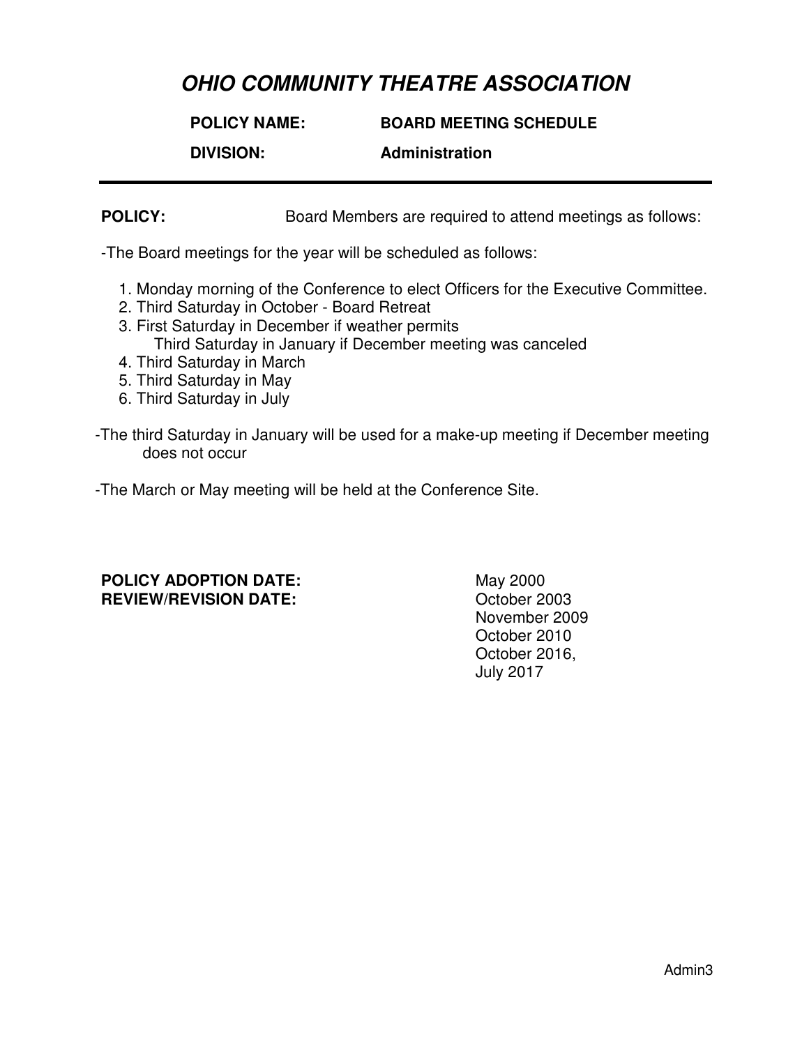# OHIO COMMUNITY THEATRE ASSOCIATION

**POLICY NAME:** **BOARD MEETING SCHEDULE**

**DIVISION:** **Administration**

---

**POLICY:** Board Members are required to attend meetings as follows:

-The Board meetings for the year will be scheduled as follows:

1. Monday morning of the Conference to elect Officers for the Executive Committee.
2. Third Saturday in October - Board Retreat
3. First Saturday in December if weather permits
   Third Saturday in January if December meeting was canceled
4. Third Saturday in March
5. Third Saturday in May
6. Third Saturday in July

-The third Saturday in January will be used for a make-up meeting if December meeting does not occur

-The March or May meeting will be held at the Conference Site.

**POLICY ADOPTION DATE:** May 2000
**REVIEW/REVISION DATE:** October 2003
November 2009
October 2010
October 2016,
July 2017

Admin3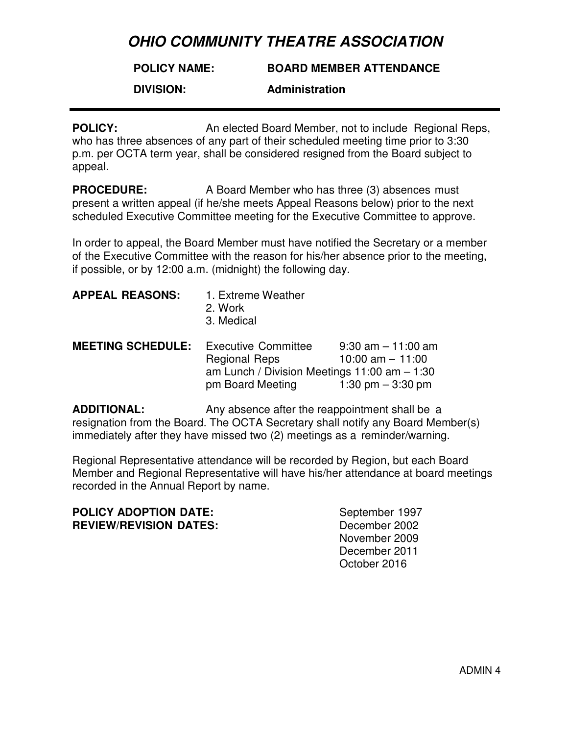# *OHIO COMMUNITY THEATRE ASSOCIATION*

**POLICY NAME:** **BOARD MEMBER ATTENDANCE**

**DIVISION:** **Administration**

---

**POLICY:** An elected Board Member, not to include Regional Reps, who has three absences of any part of their scheduled meeting time prior to 3:30 p.m. per OCTA term year, shall be considered resigned from the Board subject to appeal.

**PROCEDURE:** A Board Member who has three (3) absences must present a written appeal (if he/she meets Appeal Reasons below) prior to the next scheduled Executive Committee meeting for the Executive Committee to approve.

In order to appeal, the Board Member must have notified the Secretary or a member of the Executive Committee with the reason for his/her absence prior to the meeting, if possible, or by 12:00 a.m. (midnight) the following day.

**APPEAL REASONS:**

1. Extreme Weather
2. Work
3. Medical

**MEETING SCHEDULE:**

| Meeting | Time |
|---|---|
| Executive Committee | 9:30 am – 11:00 am |
| Regional Reps | 10:00 am – 11:00 am |
| Lunch / Division Meetings | 11:00 am – 1:30 pm |
| Board Meeting | 1:30 pm – 3:30 pm |

**ADDITIONAL:** Any absence after the reappointment shall be a resignation from the Board. The OCTA Secretary shall notify any Board Member(s) immediately after they have missed two (2) meetings as a reminder/warning.

Regional Representative attendance will be recorded by Region, but each Board Member and Regional Representative will have his/her attendance at board meetings recorded in the Annual Report by name.

**POLICY ADOPTION DATE:** September 1997

**REVIEW/REVISION DATES:** December 2002
November 2009
December 2011
October 2016

ADMIN 4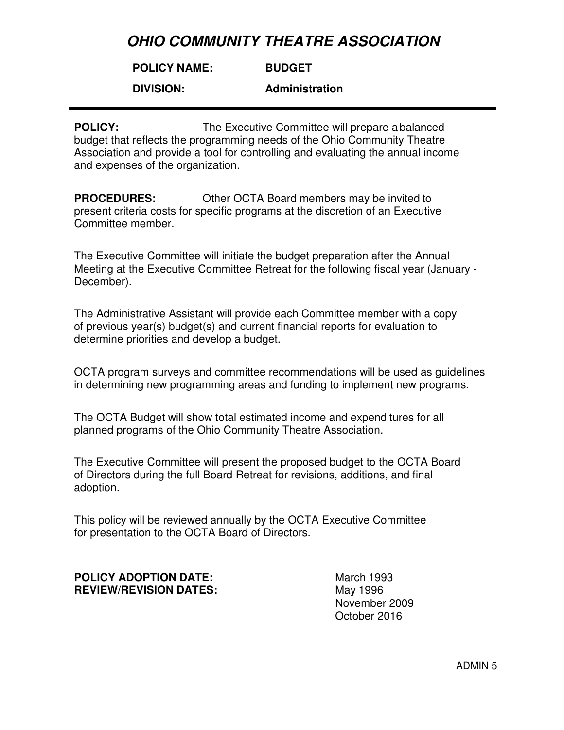# *OHIO COMMUNITY THEATRE ASSOCIATION*

**POLICY NAME:** **BUDGET**

**DIVISION:** **Administration**

---

**POLICY:** The Executive Committee will prepare a balanced budget that reflects the programming needs of the Ohio Community Theatre Association and provide a tool for controlling and evaluating the annual income and expenses of the organization.

**PROCEDURES:** Other OCTA Board members may be invited to present criteria costs for specific programs at the discretion of an Executive Committee member.

The Executive Committee will initiate the budget preparation after the Annual Meeting at the Executive Committee Retreat for the following fiscal year (January - December).

The Administrative Assistant will provide each Committee member with a copy of previous year(s) budget(s) and current financial reports for evaluation to determine priorities and develop a budget.

OCTA program surveys and committee recommendations will be used as guidelines in determining new programming areas and funding to implement new programs.

The OCTA Budget will show total estimated income and expenditures for all planned programs of the Ohio Community Theatre Association.

The Executive Committee will present the proposed budget to the OCTA Board of Directors during the full Board Retreat for revisions, additions, and final adoption.

This policy will be reviewed annually by the OCTA Executive Committee for presentation to the OCTA Board of Directors.

**POLICY ADOPTION DATE:** March 1993
**REVIEW/REVISION DATES:** May 1996
November 2009
October 2016

ADMIN 5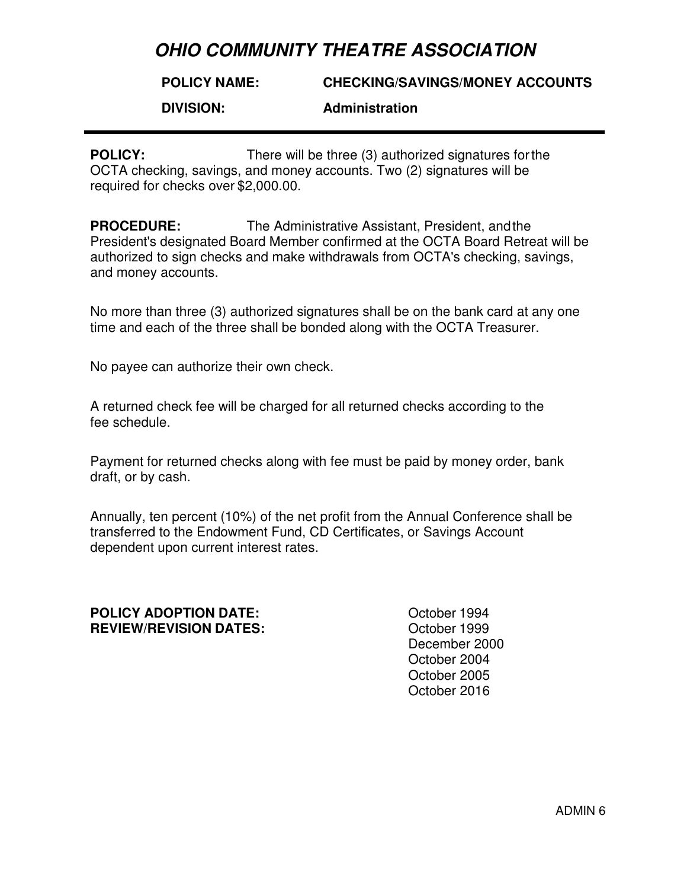# *OHIO COMMUNITY THEATRE ASSOCIATION*

**POLICY NAME:** **CHECKING/SAVINGS/MONEY ACCOUNTS**

**DIVISION:** **Administration**

---

**POLICY:** There will be three (3) authorized signatures for the OCTA checking, savings, and money accounts. Two (2) signatures will be required for checks over $2,000.00.

**PROCEDURE:** The Administrative Assistant, President, and the President's designated Board Member confirmed at the OCTA Board Retreat will be authorized to sign checks and make withdrawals from OCTA's checking, savings, and money accounts.

No more than three (3) authorized signatures shall be on the bank card at any one time and each of the three shall be bonded along with the OCTA Treasurer.

No payee can authorize their own check.

A returned check fee will be charged for all returned checks according to the fee schedule.

Payment for returned checks along with fee must be paid by money order, bank draft, or by cash.

Annually, ten percent (10%) of the net profit from the Annual Conference shall be transferred to the Endowment Fund, CD Certificates, or Savings Account dependent upon current interest rates.

**POLICY ADOPTION DATE:** October 1994
**REVIEW/REVISION DATES:** October 1999
December 2000
October 2004
October 2005
October 2016

ADMIN 6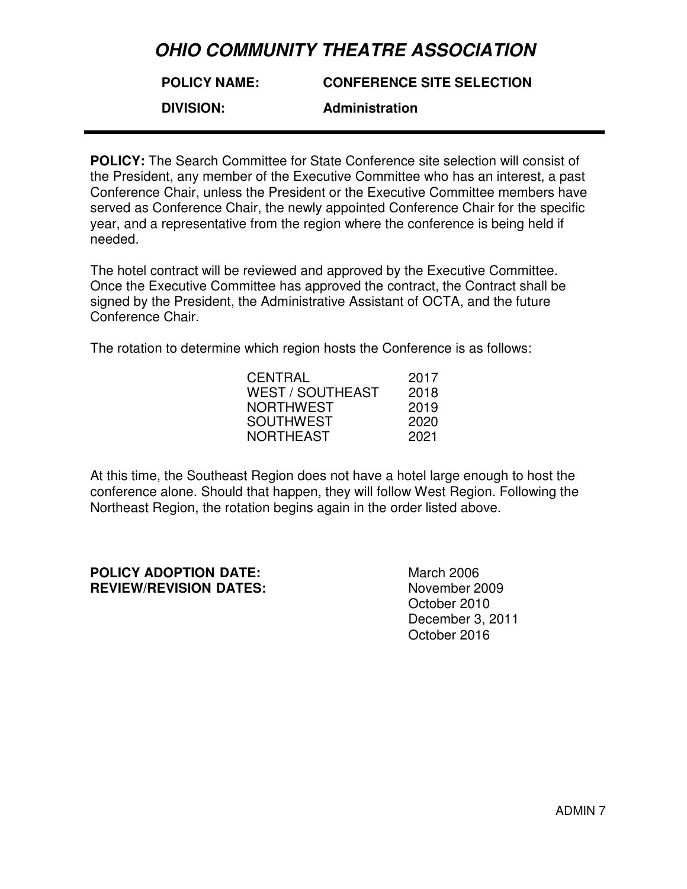# OHIO COMMUNITY THEATRE ASSOCIATION

**POLICY NAME:** **CONFERENCE SITE SELECTION**

**DIVISION:** **Administration**

---

**POLICY:** The Search Committee for State Conference site selection will consist of the President, any member of the Executive Committee who has an interest, a past Conference Chair, unless the President or the Executive Committee members have served as Conference Chair, the newly appointed Conference Chair for the specific year, and a representative from the region where the conference is being held if needed.

The hotel contract will be reviewed and approved by the Executive Committee. Once the Executive Committee has approved the contract, the Contract shall be signed by the President, the Administrative Assistant of OCTA, and the future Conference Chair.

The rotation to determine which region hosts the Conference is as follows:

| | |
|---|---|
| CENTRAL | 2017 |
| WEST / SOUTHEAST | 2018 |
| NORTHWEST | 2019 |
| SOUTHWEST | 2020 |
| NORTHEAST | 2021 |

At this time, the Southeast Region does not have a hotel large enough to host the conference alone. Should that happen, they will follow West Region. Following the Northeast Region, the rotation begins again in the order listed above.

**POLICY ADOPTION DATE:** March 2006

**REVIEW/REVISION DATES:** November 2009
October 2010
December 3, 2011
October 2016

ADMIN 7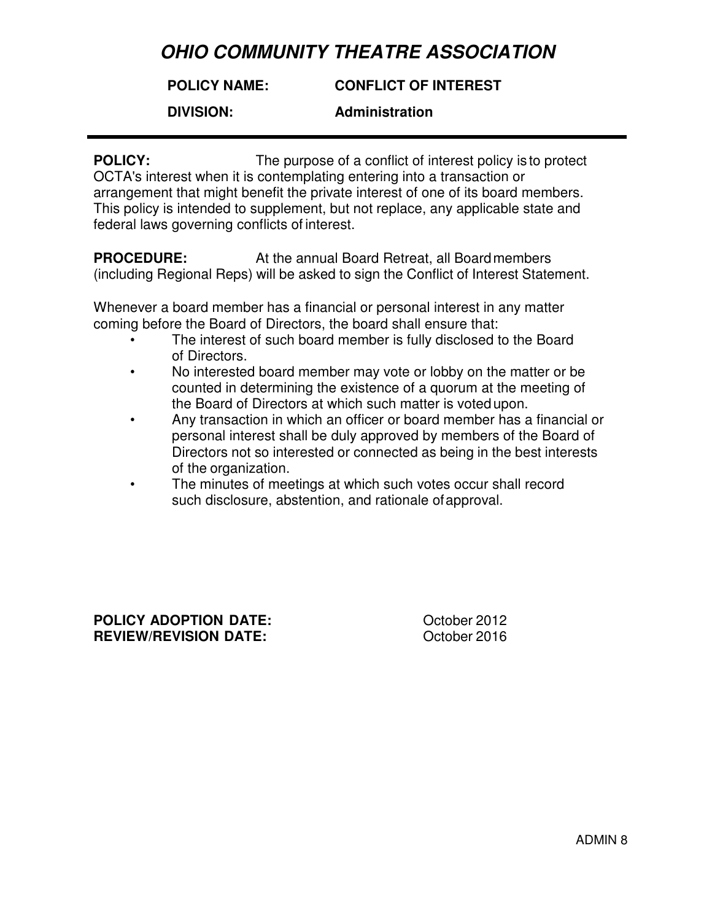# *OHIO COMMUNITY THEATRE ASSOCIATION*

**POLICY NAME:** **CONFLICT OF INTEREST**

**DIVISION:** **Administration**

---

**POLICY:** The purpose of a conflict of interest policy is to protect OCTA's interest when it is contemplating entering into a transaction or arrangement that might benefit the private interest of one of its board members. This policy is intended to supplement, but not replace, any applicable state and federal laws governing conflicts of interest.

**PROCEDURE:** At the annual Board Retreat, all Board members (including Regional Reps) will be asked to sign the Conflict of Interest Statement.

Whenever a board member has a financial or personal interest in any matter coming before the Board of Directors, the board shall ensure that:

- The interest of such board member is fully disclosed to the Board of Directors.
- No interested board member may vote or lobby on the matter or be counted in determining the existence of a quorum at the meeting of the Board of Directors at which such matter is voted upon.
- Any transaction in which an officer or board member has a financial or personal interest shall be duly approved by members of the Board of Directors not so interested or connected as being in the best interests of the organization.
- The minutes of meetings at which such votes occur shall record such disclosure, abstention, and rationale of approval.

**POLICY ADOPTION DATE:** October 2012
**REVIEW/REVISION DATE:** October 2016

ADMIN 8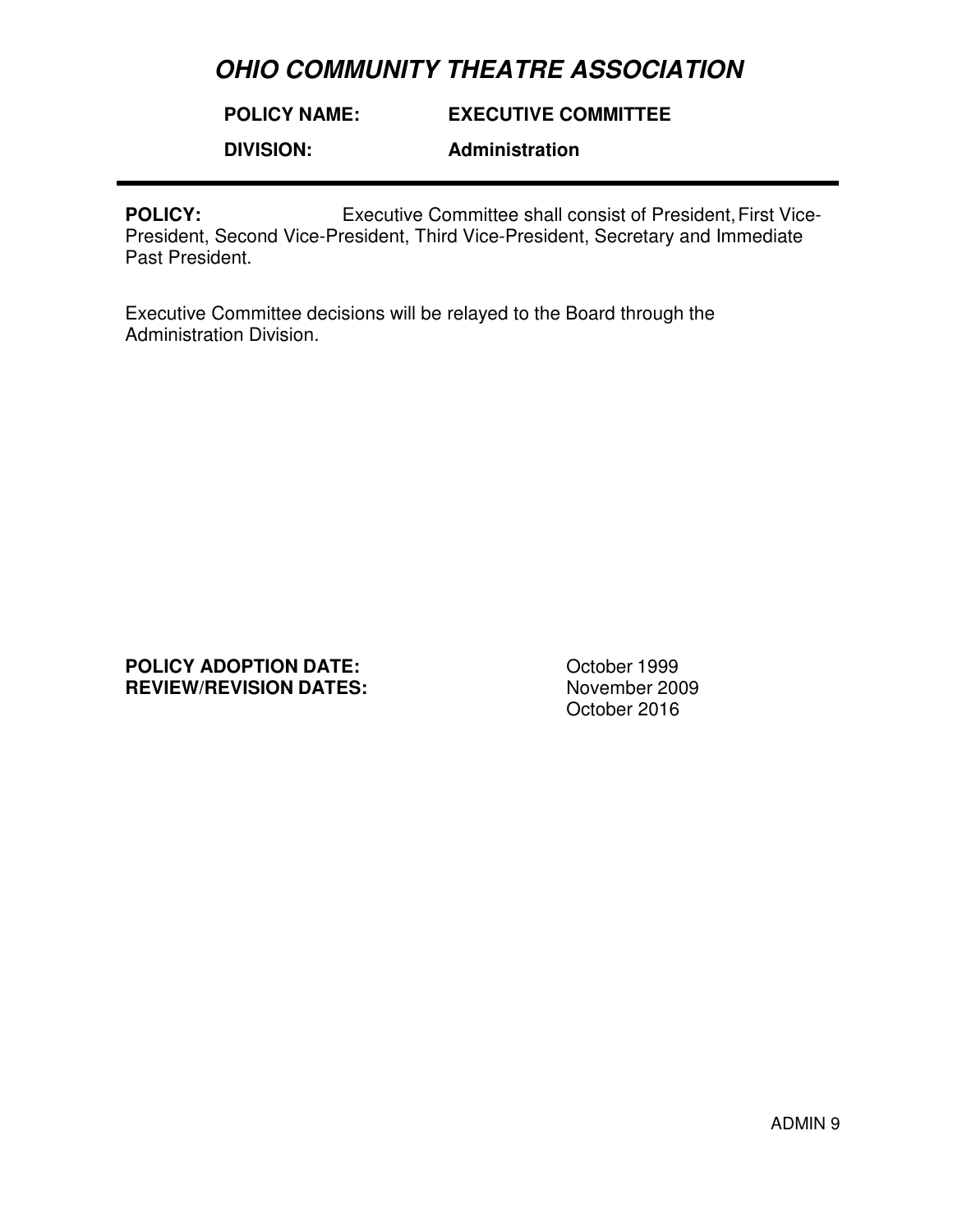# *OHIO COMMUNITY THEATRE ASSOCIATION*

**POLICY NAME:** **EXECUTIVE COMMITTEE**

**DIVISION:** **Administration**

---

**POLICY:** Executive Committee shall consist of President, First Vice-President, Second Vice-President, Third Vice-President, Secretary and Immediate Past President.

Executive Committee decisions will be relayed to the Board through the Administration Division.

**POLICY ADOPTION DATE:** October 1999
**REVIEW/REVISION DATES:** November 2009
October 2016

ADMIN 9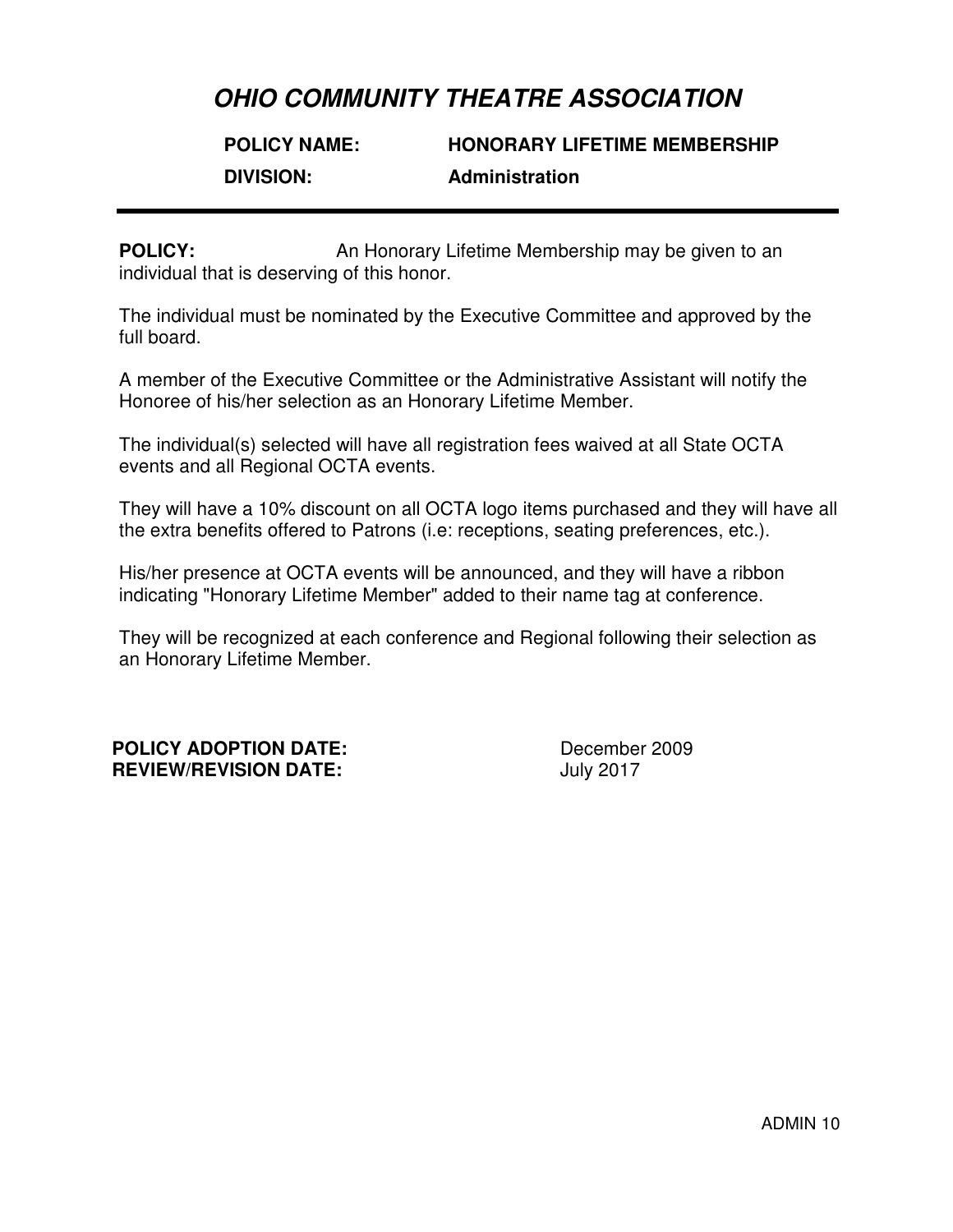# *OHIO COMMUNITY THEATRE ASSOCIATION*

**POLICY NAME:** **HONORARY LIFETIME MEMBERSHIP**

**DIVISION:** **Administration**

---

**POLICY:** An Honorary Lifetime Membership may be given to an individual that is deserving of this honor.

The individual must be nominated by the Executive Committee and approved by the full board.

A member of the Executive Committee or the Administrative Assistant will notify the Honoree of his/her selection as an Honorary Lifetime Member.

The individual(s) selected will have all registration fees waived at all State OCTA events and all Regional OCTA events.

They will have a 10% discount on all OCTA logo items purchased and they will have all the extra benefits offered to Patrons (i.e: receptions, seating preferences, etc.).

His/her presence at OCTA events will be announced, and they will have a ribbon indicating "Honorary Lifetime Member" added to their name tag at conference.

They will be recognized at each conference and Regional following their selection as an Honorary Lifetime Member.

**POLICY ADOPTION DATE:** December 2009
**REVIEW/REVISION DATE:** July 2017

ADMIN 10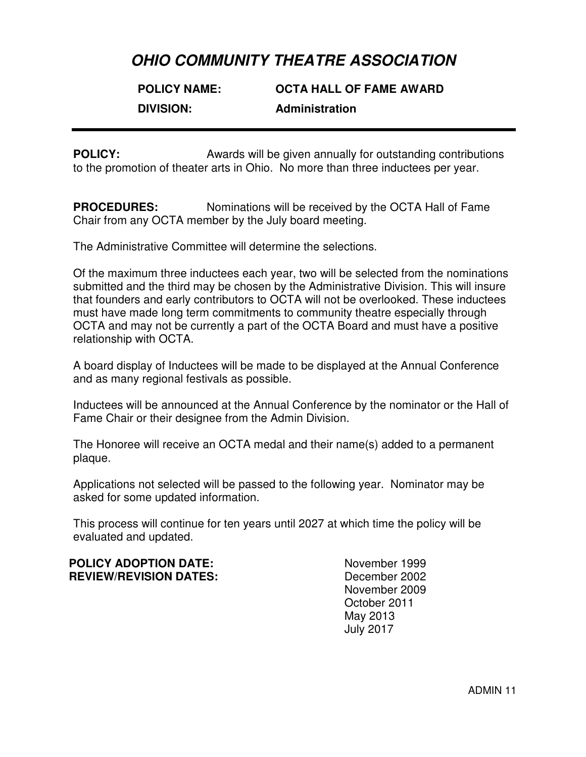# *OHIO COMMUNITY THEATRE ASSOCIATION*

**POLICY NAME:** **OCTA HALL OF FAME AWARD**

**DIVISION:** **Administration**

---

**POLICY:** Awards will be given annually for outstanding contributions to the promotion of theater arts in Ohio. No more than three inductees per year.

**PROCEDURES:** Nominations will be received by the OCTA Hall of Fame Chair from any OCTA member by the July board meeting.

The Administrative Committee will determine the selections.

Of the maximum three inductees each year, two will be selected from the nominations submitted and the third may be chosen by the Administrative Division. This will insure that founders and early contributors to OCTA will not be overlooked. These inductees must have made long term commitments to community theatre especially through OCTA and may not be currently a part of the OCTA Board and must have a positive relationship with OCTA.

A board display of Inductees will be made to be displayed at the Annual Conference and as many regional festivals as possible.

Inductees will be announced at the Annual Conference by the nominator or the Hall of Fame Chair or their designee from the Admin Division.

The Honoree will receive an OCTA medal and their name(s) added to a permanent plaque.

Applications not selected will be passed to the following year. Nominator may be asked for some updated information.

This process will continue for ten years until 2027 at which time the policy will be evaluated and updated.

**POLICY ADOPTION DATE:** November 1999

**REVIEW/REVISION DATES:** December 2002
November 2009
October 2011
May 2013
July 2017

ADMIN 11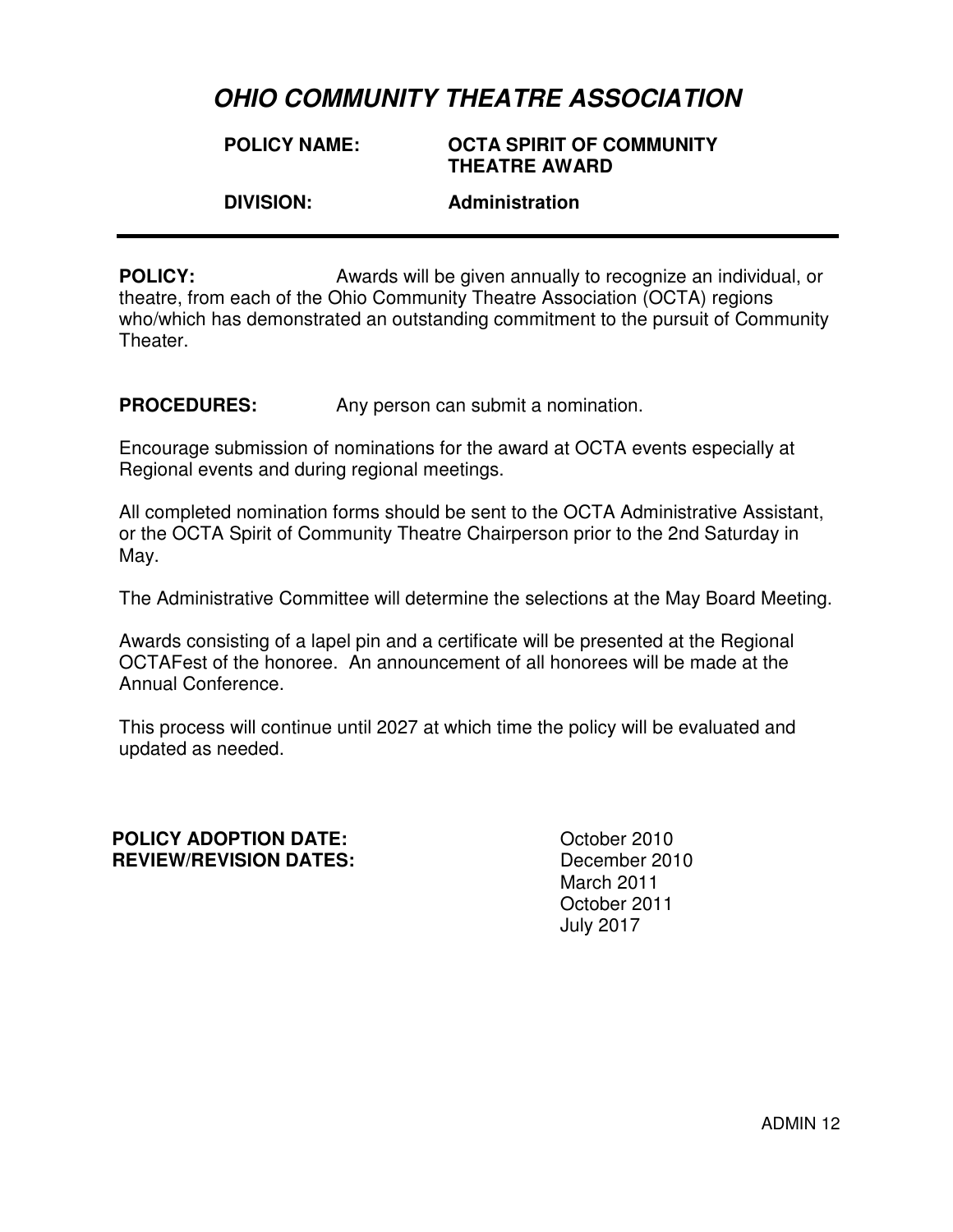# *OHIO COMMUNITY THEATRE ASSOCIATION*

**POLICY NAME:** **OCTA SPIRIT OF COMMUNITY THEATRE AWARD**

**DIVISION:** **Administration**

---

**POLICY:** Awards will be given annually to recognize an individual, or theatre, from each of the Ohio Community Theatre Association (OCTA) regions who/which has demonstrated an outstanding commitment to the pursuit of Community Theater.

**PROCEDURES:** Any person can submit a nomination.

Encourage submission of nominations for the award at OCTA events especially at Regional events and during regional meetings.

All completed nomination forms should be sent to the OCTA Administrative Assistant, or the OCTA Spirit of Community Theatre Chairperson prior to the 2nd Saturday in May.

The Administrative Committee will determine the selections at the May Board Meeting.

Awards consisting of a lapel pin and a certificate will be presented at the Regional OCTAFest of the honoree. An announcement of all honorees will be made at the Annual Conference.

This process will continue until 2027 at which time the policy will be evaluated and updated as needed.

**POLICY ADOPTION DATE:** October 2010
**REVIEW/REVISION DATES:** December 2010
March 2011
October 2011
July 2017

ADMIN 12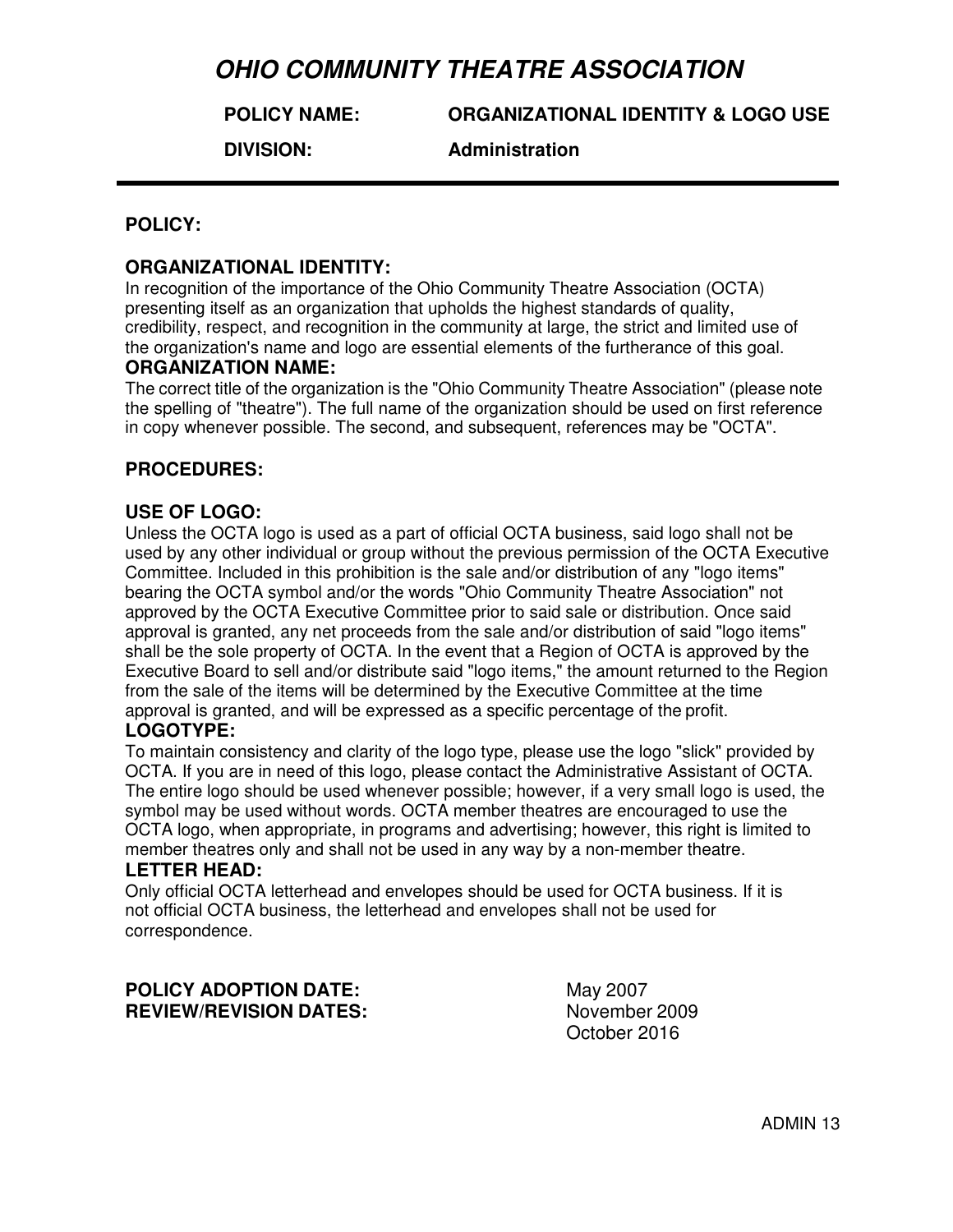# *OHIO COMMUNITY THEATRE ASSOCIATION*

**POLICY NAME:** **ORGANIZATIONAL IDENTITY & LOGO USE**

**DIVISION:** **Administration**

---

## POLICY:

### ORGANIZATIONAL IDENTITY:

In recognition of the importance of the Ohio Community Theatre Association (OCTA) presenting itself as an organization that upholds the highest standards of quality, credibility, respect, and recognition in the community at large, the strict and limited use of the organization's name and logo are essential elements of the furtherance of this goal.

### ORGANIZATION NAME:

The correct title of the organization is the "Ohio Community Theatre Association" (please note the spelling of "theatre"). The full name of the organization should be used on first reference in copy whenever possible. The second, and subsequent, references may be "OCTA".

## PROCEDURES:

### USE OF LOGO:

Unless the OCTA logo is used as a part of official OCTA business, said logo shall not be used by any other individual or group without the previous permission of the OCTA Executive Committee. Included in this prohibition is the sale and/or distribution of any "logo items" bearing the OCTA symbol and/or the words "Ohio Community Theatre Association" not approved by the OCTA Executive Committee prior to said sale or distribution. Once said approval is granted, any net proceeds from the sale and/or distribution of said "logo items" shall be the sole property of OCTA. In the event that a Region of OCTA is approved by the Executive Board to sell and/or distribute said "logo items," the amount returned to the Region from the sale of the items will be determined by the Executive Committee at the time approval is granted, and will be expressed as a specific percentage of the profit.

### LOGOTYPE:

To maintain consistency and clarity of the logo type, please use the logo "slick" provided by OCTA. If you are in need of this logo, please contact the Administrative Assistant of OCTA. The entire logo should be used whenever possible; however, if a very small logo is used, the symbol may be used without words. OCTA member theatres are encouraged to use the OCTA logo, when appropriate, in programs and advertising; however, this right is limited to member theatres only and shall not be used in any way by a non-member theatre.

### LETTER HEAD:

Only official OCTA letterhead and envelopes should be used for OCTA business. If it is not official OCTA business, the letterhead and envelopes shall not be used for correspondence.

**POLICY ADOPTION DATE:** May 2007
**REVIEW/REVISION DATES:** November 2009
October 2016

ADMIN 13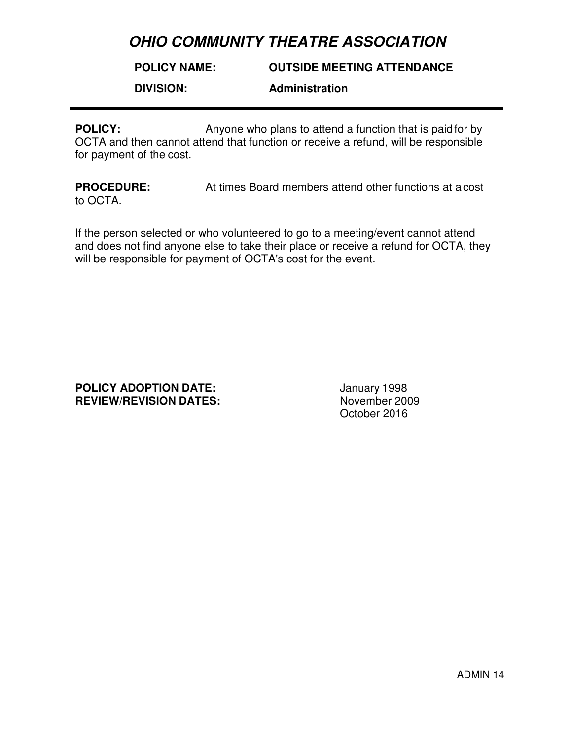# *OHIO COMMUNITY THEATRE ASSOCIATION*

**POLICY NAME:** **OUTSIDE MEETING ATTENDANCE**

**DIVISION:** **Administration**

---

**POLICY:** Anyone who plans to attend a function that is paid for by OCTA and then cannot attend that function or receive a refund, will be responsible for payment of the cost.

**PROCEDURE:** At times Board members attend other functions at a cost to OCTA.

If the person selected or who volunteered to go to a meeting/event cannot attend and does not find anyone else to take their place or receive a refund for OCTA, they will be responsible for payment of OCTA's cost for the event.

**POLICY ADOPTION DATE:** January 1998
**REVIEW/REVISION DATES:** November 2009
October 2016

ADMIN 14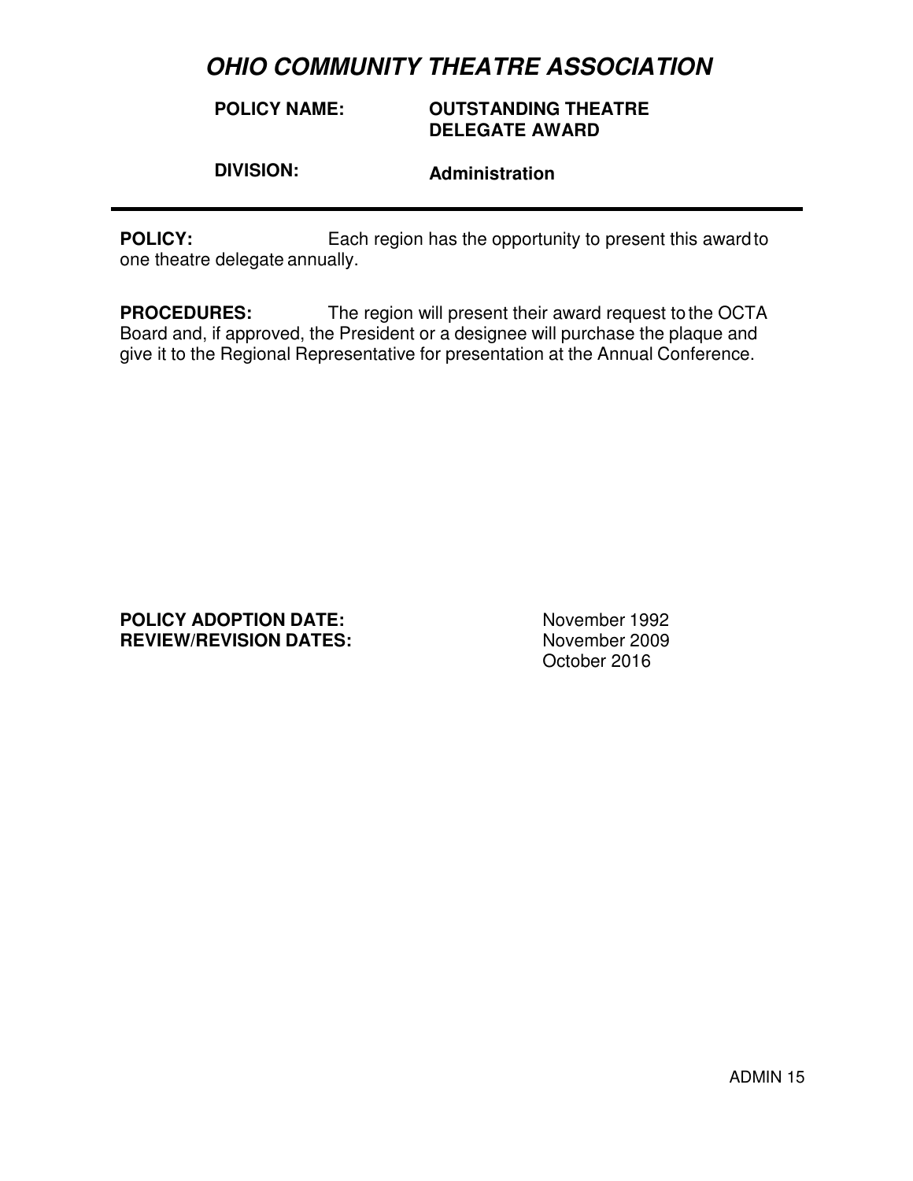# *OHIO COMMUNITY THEATRE ASSOCIATION*

**POLICY NAME:** **OUTSTANDING THEATRE DELEGATE AWARD**

**DIVISION:** **Administration**

---

**POLICY:** Each region has the opportunity to present this award to one theatre delegate annually.

**PROCEDURES:** The region will present their award request to the OCTA Board and, if approved, the President or a designee will purchase the plaque and give it to the Regional Representative for presentation at the Annual Conference.

**POLICY ADOPTION DATE:** November 1992
**REVIEW/REVISION DATES:** November 2009
October 2016

ADMIN 15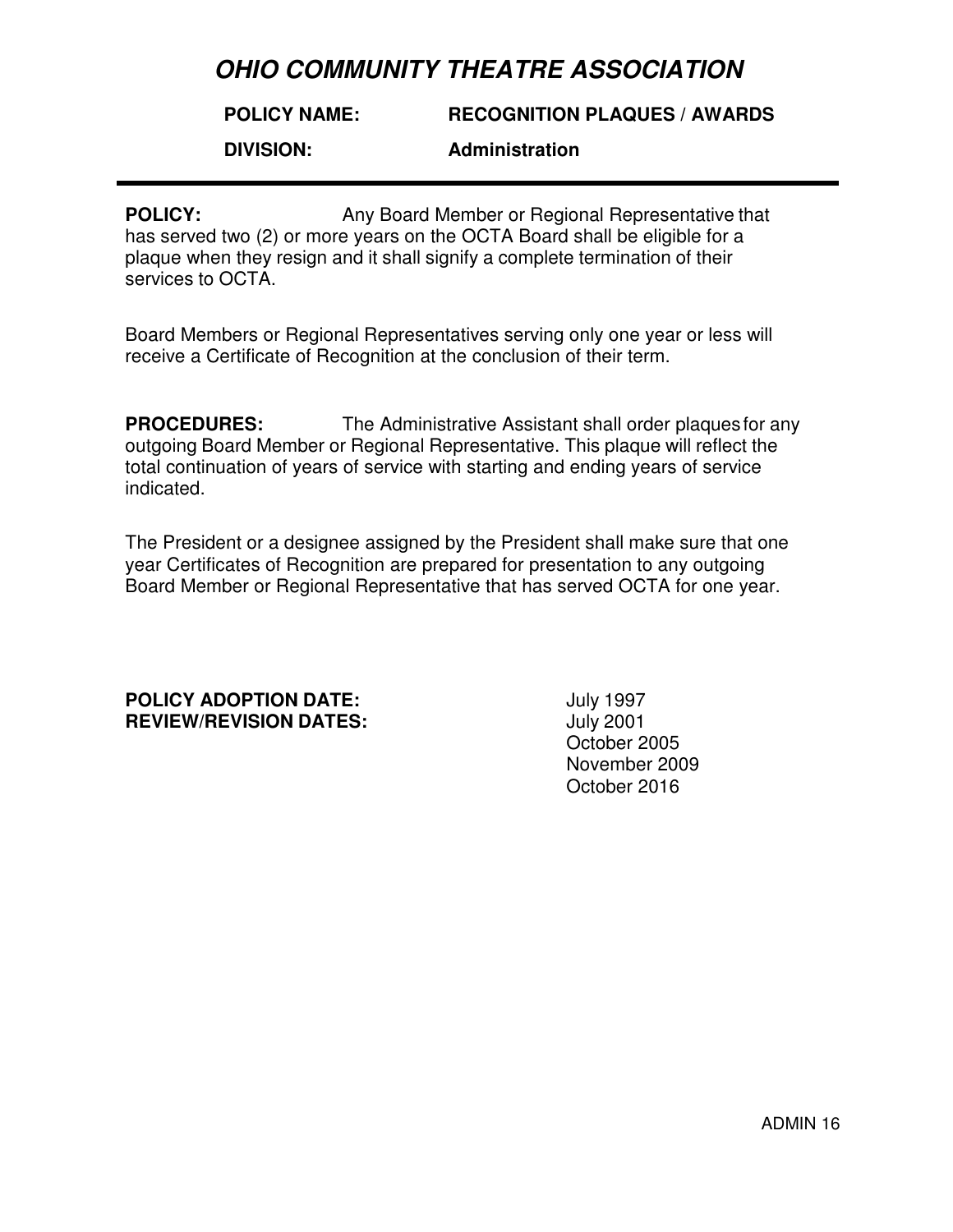# *OHIO COMMUNITY THEATRE ASSOCIATION*

**POLICY NAME:** **RECOGNITION PLAQUES / AWARDS**

**DIVISION:** **Administration**

---

**POLICY:** Any Board Member or Regional Representative that has served two (2) or more years on the OCTA Board shall be eligible for a plaque when they resign and it shall signify a complete termination of their services to OCTA.

Board Members or Regional Representatives serving only one year or less will receive a Certificate of Recognition at the conclusion of their term.

**PROCEDURES:** The Administrative Assistant shall order plaques for any outgoing Board Member or Regional Representative. This plaque will reflect the total continuation of years of service with starting and ending years of service indicated.

The President or a designee assigned by the President shall make sure that one year Certificates of Recognition are prepared for presentation to any outgoing Board Member or Regional Representative that has served OCTA for one year.

**POLICY ADOPTION DATE:** July 1997
**REVIEW/REVISION DATES:** July 2001
October 2005
November 2009
October 2016

ADMIN 16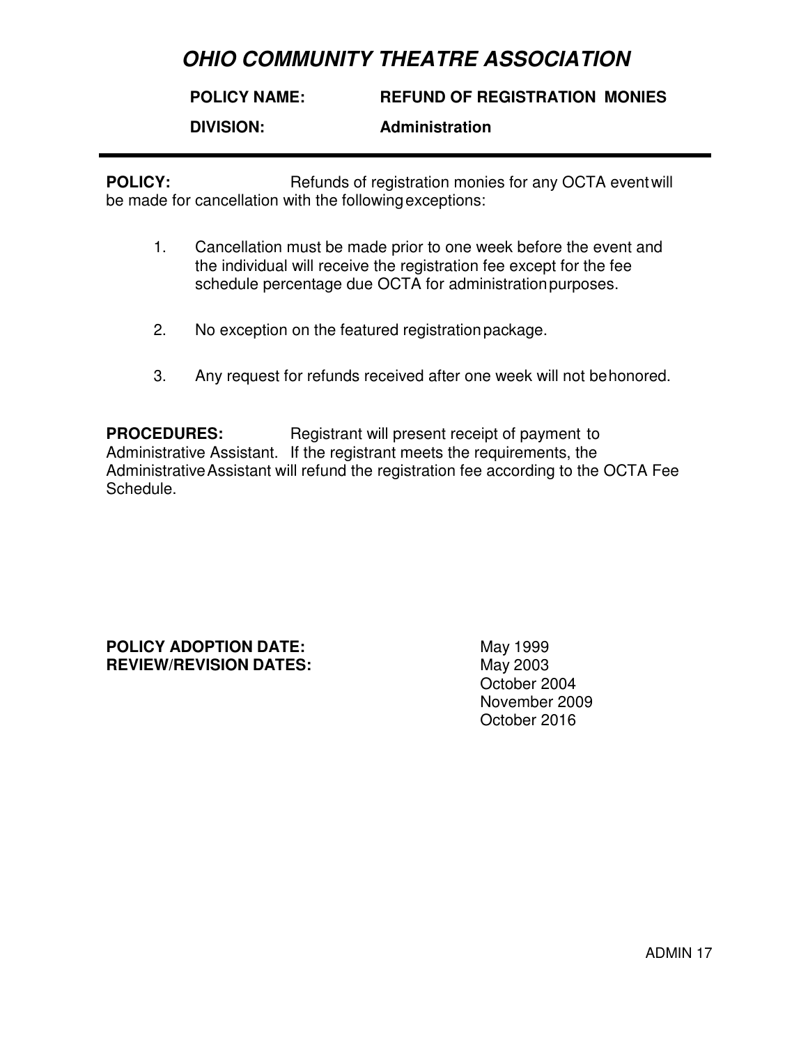# *OHIO COMMUNITY THEATRE ASSOCIATION*

**POLICY NAME:** **REFUND OF REGISTRATION MONIES**

**DIVISION:** **Administration**

---

**POLICY:** Refunds of registration monies for any OCTA event will be made for cancellation with the following exceptions:

1. Cancellation must be made prior to one week before the event and the individual will receive the registration fee except for the fee schedule percentage due OCTA for administration purposes.

2. No exception on the featured registration package.

3. Any request for refunds received after one week will not be honored.

**PROCEDURES:** Registrant will present receipt of payment to Administrative Assistant. If the registrant meets the requirements, the Administrative Assistant will refund the registration fee according to the OCTA Fee Schedule.

**POLICY ADOPTION DATE:** May 1999
**REVIEW/REVISION DATES:** May 2003
October 2004
November 2009
October 2016

ADMIN 17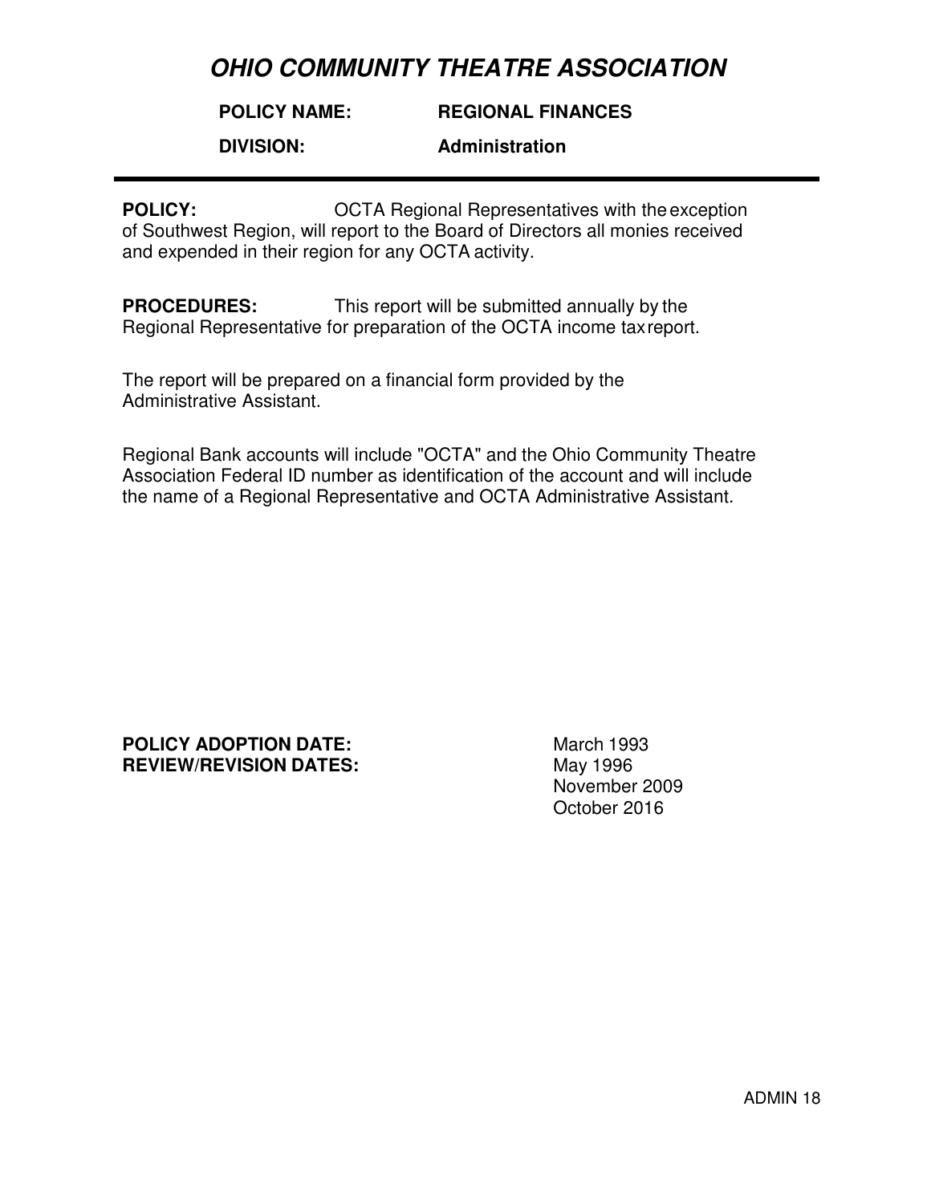# *OHIO COMMUNITY THEATRE ASSOCIATION*

**POLICY NAME:** **REGIONAL FINANCES**

**DIVISION:** **Administration**

---

**POLICY:** OCTA Regional Representatives with the exception of Southwest Region, will report to the Board of Directors all monies received and expended in their region for any OCTA activity.

**PROCEDURES:** This report will be submitted annually by the Regional Representative for preparation of the OCTA income tax report.

The report will be prepared on a financial form provided by the Administrative Assistant.

Regional Bank accounts will include "OCTA" and the Ohio Community Theatre Association Federal ID number as identification of the account and will include the name of a Regional Representative and OCTA Administrative Assistant.

**POLICY ADOPTION DATE:** March 1993
**REVIEW/REVISION DATES:** May 1996
November 2009
October 2016

ADMIN 18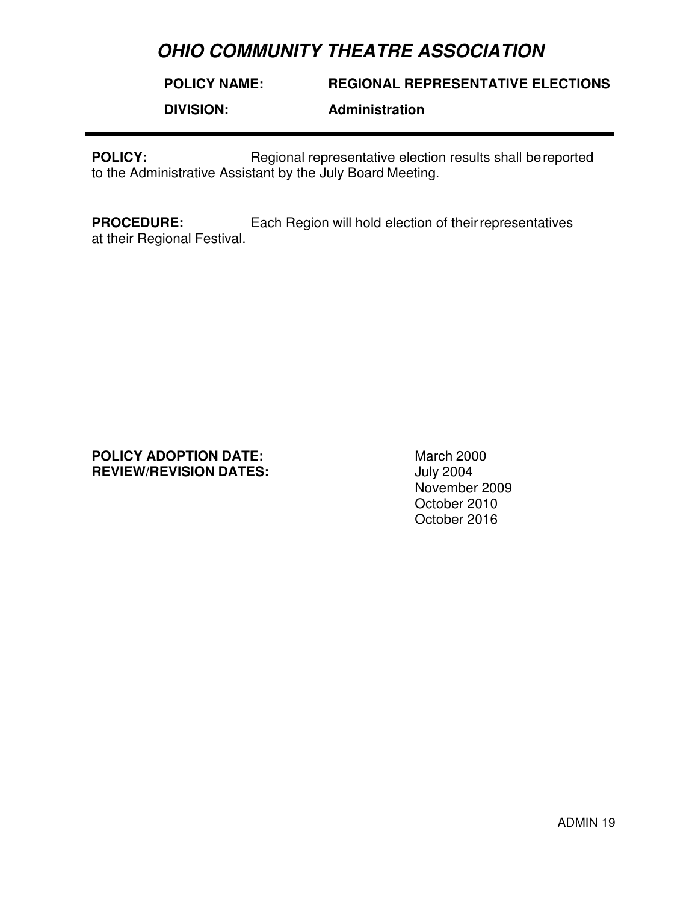# *OHIO COMMUNITY THEATRE ASSOCIATION*

**POLICY NAME:** **REGIONAL REPRESENTATIVE ELECTIONS**

**DIVISION:** **Administration**

---

**POLICY:** Regional representative election results shall be reported to the Administrative Assistant by the July Board Meeting.

**PROCEDURE:** Each Region will hold election of their representatives at their Regional Festival.

**POLICY ADOPTION DATE:** March 2000
**REVIEW/REVISION DATES:** July 2004
November 2009
October 2010
October 2016

ADMIN 19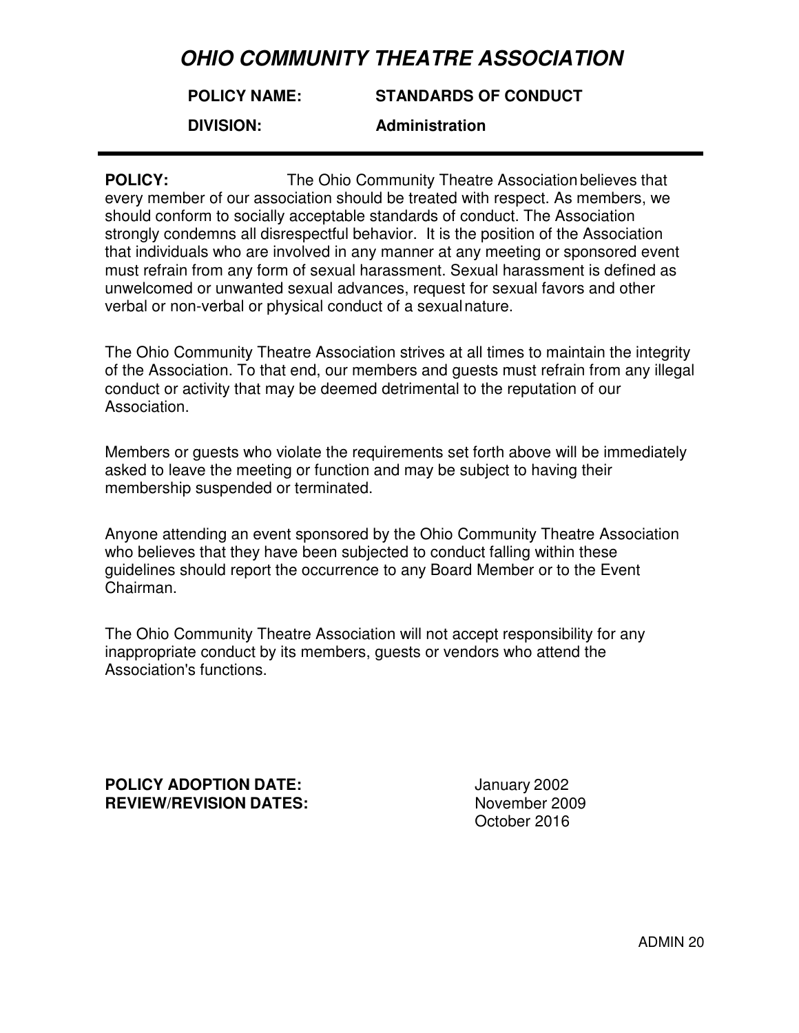# *OHIO COMMUNITY THEATRE ASSOCIATION*

**POLICY NAME:** **STANDARDS OF CONDUCT**

**DIVISION:** **Administration**

---

**POLICY:** The Ohio Community Theatre Association believes that every member of our association should be treated with respect. As members, we should conform to socially acceptable standards of conduct. The Association strongly condemns all disrespectful behavior. It is the position of the Association that individuals who are involved in any manner at any meeting or sponsored event must refrain from any form of sexual harassment. Sexual harassment is defined as unwelcomed or unwanted sexual advances, request for sexual favors and other verbal or non-verbal or physical conduct of a sexual nature.

The Ohio Community Theatre Association strives at all times to maintain the integrity of the Association. To that end, our members and guests must refrain from any illegal conduct or activity that may be deemed detrimental to the reputation of our Association.

Members or guests who violate the requirements set forth above will be immediately asked to leave the meeting or function and may be subject to having their membership suspended or terminated.

Anyone attending an event sponsored by the Ohio Community Theatre Association who believes that they have been subjected to conduct falling within these guidelines should report the occurrence to any Board Member or to the Event Chairman.

The Ohio Community Theatre Association will not accept responsibility for any inappropriate conduct by its members, guests or vendors who attend the Association's functions.

**POLICY ADOPTION DATE:** January 2002
**REVIEW/REVISION DATES:** November 2009
October 2016

ADMIN 20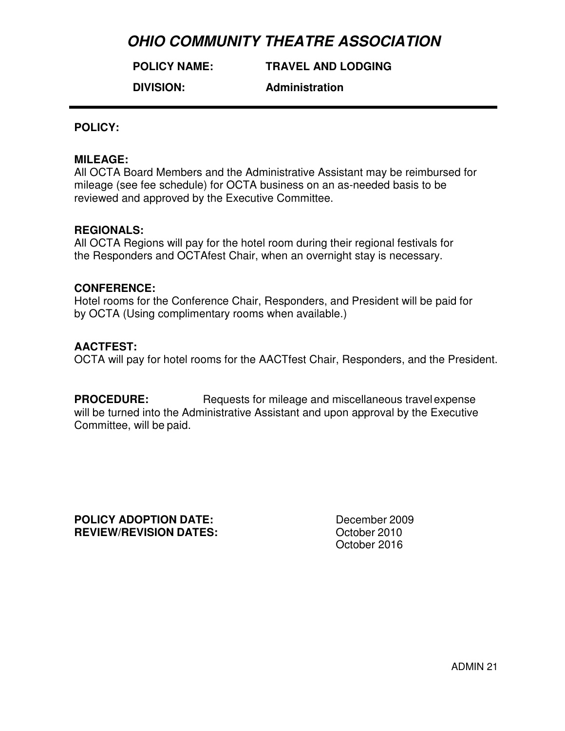# OHIO COMMUNITY THEATRE ASSOCIATION

**POLICY NAME:** **TRAVEL AND LODGING**

**DIVISION:** **Administration**

---

**POLICY:**

**MILEAGE:**
All OCTA Board Members and the Administrative Assistant may be reimbursed for mileage (see fee schedule) for OCTA business on an as-needed basis to be reviewed and approved by the Executive Committee.

**REGIONALS:**
All OCTA Regions will pay for the hotel room during their regional festivals for the Responders and OCTAfest Chair, when an overnight stay is necessary.

**CONFERENCE:**
Hotel rooms for the Conference Chair, Responders, and President will be paid for by OCTA (Using complimentary rooms when available.)

**AACTFEST:**
OCTA will pay for hotel rooms for the AACTfest Chair, Responders, and the President.

**PROCEDURE:** Requests for mileage and miscellaneous travel expense will be turned into the Administrative Assistant and upon approval by the Executive Committee, will be paid.

**POLICY ADOPTION DATE:** December 2009
**REVIEW/REVISION DATES:** October 2010
October 2016

ADMIN 21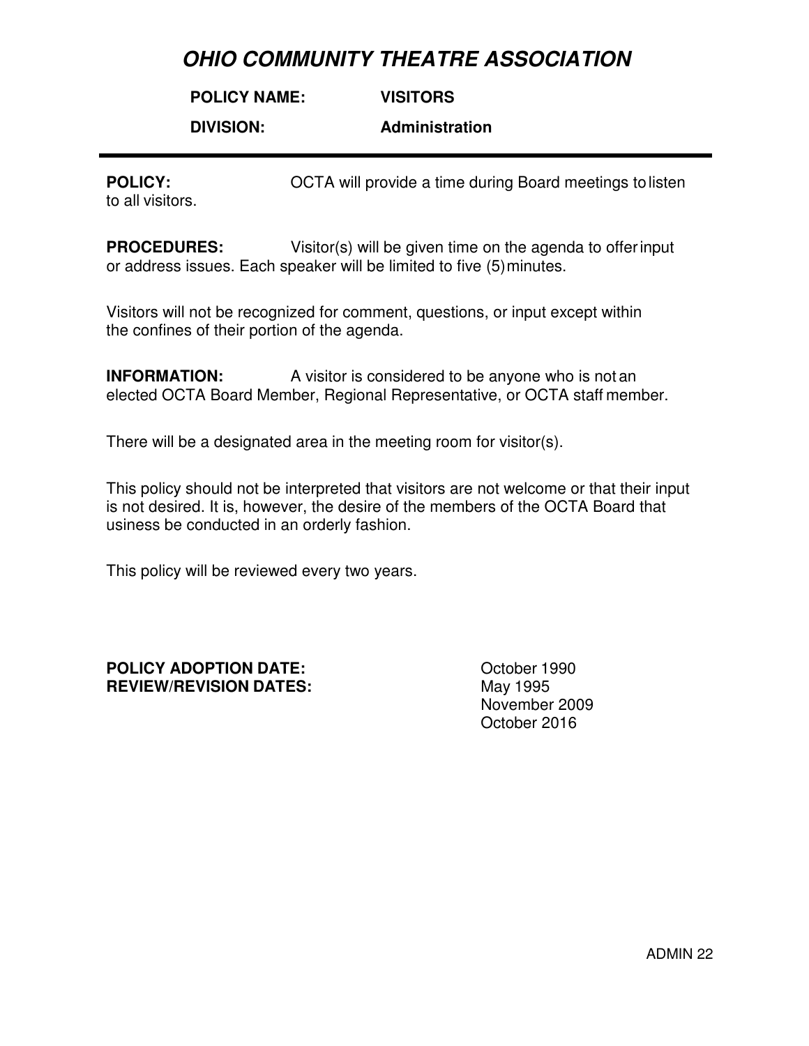# OHIO COMMUNITY THEATRE ASSOCIATION

**POLICY NAME:** **VISITORS**

**DIVISION:** **Administration**

---

**POLICY:** OCTA will provide a time during Board meetings to listen to all visitors.

**PROCEDURES:** Visitor(s) will be given time on the agenda to offer input or address issues. Each speaker will be limited to five (5) minutes.

Visitors will not be recognized for comment, questions, or input except within the confines of their portion of the agenda.

**INFORMATION:** A visitor is considered to be anyone who is not an elected OCTA Board Member, Regional Representative, or OCTA staff member.

There will be a designated area in the meeting room for visitor(s).

This policy should not be interpreted that visitors are not welcome or that their input is not desired. It is, however, the desire of the members of the OCTA Board that usiness be conducted in an orderly fashion.

This policy will be reviewed every two years.

**POLICY ADOPTION DATE:** October 1990
**REVIEW/REVISION DATES:** May 1995
November 2009
October 2016

ADMIN 22